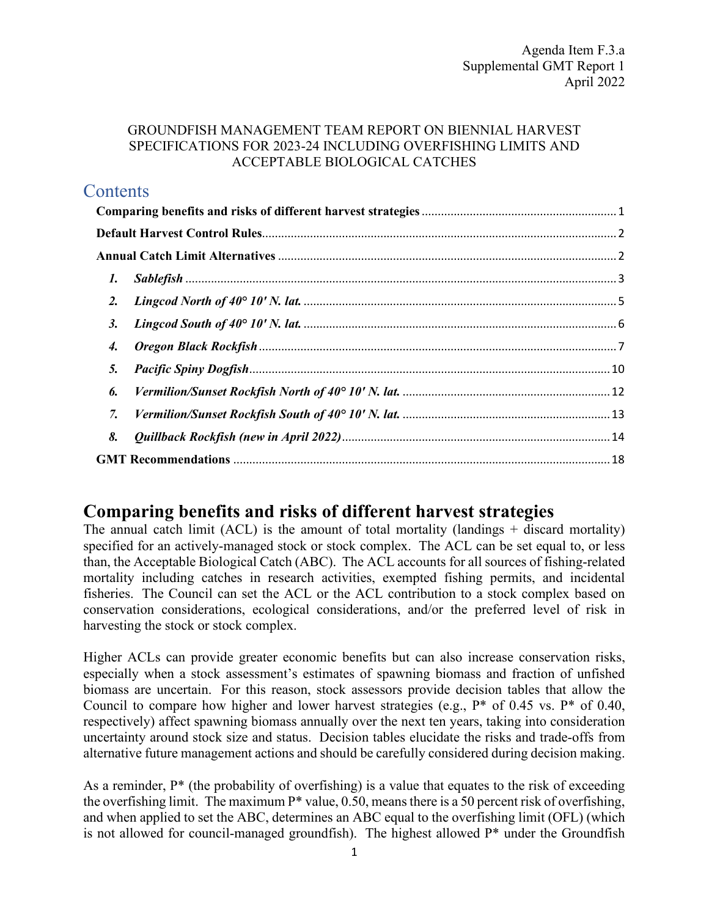Agenda Item F.3.a
Supplemental GMT Report 1
April 2022

GROUNDFISH MANAGEMENT TEAM REPORT ON BIENNIAL HARVEST SPECIFICATIONS FOR 2023-24 INCLUDING OVERFISHING LIMITS AND ACCEPTABLE BIOLOGICAL CATCHES

## Contents

**Comparing benefits and risks of different harvest strategies** ........ 1

**Default Harvest Control Rules** ........ 2

**Annual Catch Limit Alternatives** ........ 2

1. ***Sablefish*** ........ 3
2. ***Lingcod North of 40° 10' N. lat.*** ........ 5
3. ***Lingcod South of 40° 10' N. lat.*** ........ 6
4. ***Oregon Black Rockfish*** ........ 7
5. ***Pacific Spiny Dogfish*** ........ 10
6. ***Vermilion/Sunset Rockfish North of 40° 10' N. lat.*** ........ 12
7. ***Vermilion/Sunset Rockfish South of 40° 10' N. lat.*** ........ 13
8. ***Quillback Rockfish (new in April 2022)*** ........ 14

**GMT Recommendations** ........ 18

# Comparing benefits and risks of different harvest strategies

The annual catch limit (ACL) is the amount of total mortality (landings + discard mortality) specified for an actively-managed stock or stock complex. The ACL can be set equal to, or less than, the Acceptable Biological Catch (ABC). The ACL accounts for all sources of fishing-related mortality including catches in research activities, exempted fishing permits, and incidental fisheries. The Council can set the ACL or the ACL contribution to a stock complex based on conservation considerations, ecological considerations, and/or the preferred level of risk in harvesting the stock or stock complex.

Higher ACLs can provide greater economic benefits but can also increase conservation risks, especially when a stock assessment's estimates of spawning biomass and fraction of unfished biomass are uncertain. For this reason, stock assessors provide decision tables that allow the Council to compare how higher and lower harvest strategies (e.g., P* of 0.45 vs. P* of 0.40, respectively) affect spawning biomass annually over the next ten years, taking into consideration uncertainty around stock size and status. Decision tables elucidate the risks and trade-offs from alternative future management actions and should be carefully considered during decision making.

As a reminder, P* (the probability of overfishing) is a value that equates to the risk of exceeding the overfishing limit. The maximum P* value, 0.50, means there is a 50 percent risk of overfishing, and when applied to set the ABC, determines an ABC equal to the overfishing limit (OFL) (which is not allowed for council-managed groundfish). The highest allowed P* under the Groundfish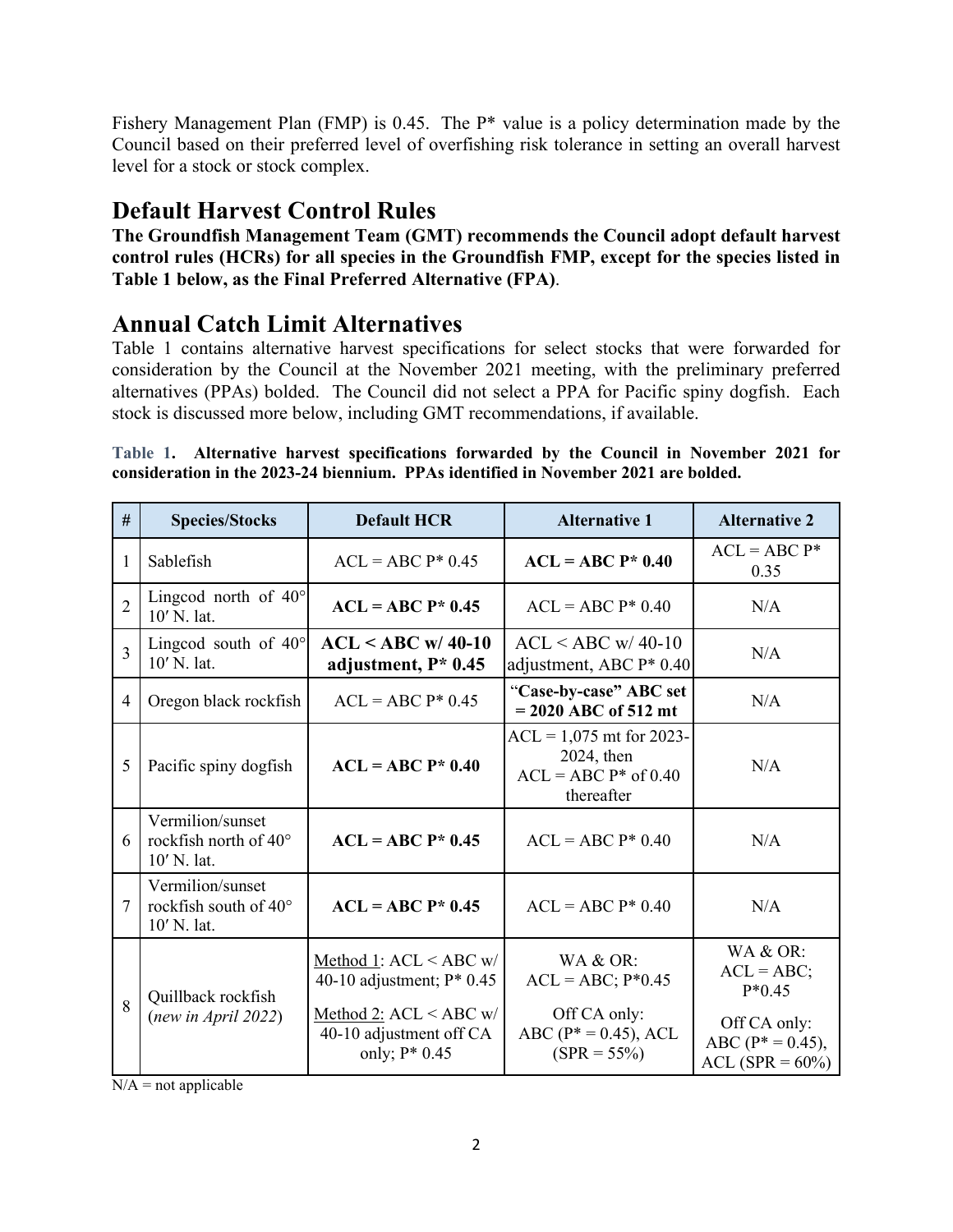Fishery Management Plan (FMP) is 0.45. The P* value is a policy determination made by the Council based on their preferred level of overfishing risk tolerance in setting an overall harvest level for a stock or stock complex.

# Default Harvest Control Rules

**The Groundfish Management Team (GMT) recommends the Council adopt default harvest control rules (HCRs) for all species in the Groundfish FMP, except for the species listed in Table 1 below, as the Final Preferred Alternative (FPA)**.

# Annual Catch Limit Alternatives

Table 1 contains alternative harvest specifications for select stocks that were forwarded for consideration by the Council at the November 2021 meeting, with the preliminary preferred alternatives (PPAs) bolded. The Council did not select a PPA for Pacific spiny dogfish. Each stock is discussed more below, including GMT recommendations, if available.

**Table 1. Alternative harvest specifications forwarded by the Council in November 2021 for consideration in the 2023-24 biennium. PPAs identified in November 2021 are bolded.**

| # | Species/Stocks | Default HCR | Alternative 1 | Alternative 2 |
|---|---|---|---|---|
| 1 | Sablefish | ACL = ABC P* 0.45 | **ACL = ABC P* 0.40** | ACL = ABC P* 0.35 |
| 2 | Lingcod north of 40° 10′ N. lat. | **ACL = ABC P* 0.45** | ACL = ABC P* 0.40 | N/A |
| 3 | Lingcod south of 40° 10′ N. lat. | **ACL < ABC w/ 40-10 adjustment, P* 0.45** | ACL < ABC w/ 40-10 adjustment, ABC P* 0.40 | N/A |
| 4 | Oregon black rockfish | ACL = ABC P* 0.45 | **"Case-by-case" ABC set = 2020 ABC of 512 mt** | N/A |
| 5 | Pacific spiny dogfish | **ACL = ABC P* 0.40** | ACL = 1,075 mt for 2023-2024, then ACL = ABC P* of 0.40 thereafter | N/A |
| 6 | Vermilion/sunset rockfish north of 40° 10′ N. lat. | **ACL = ABC P* 0.45** | ACL = ABC P* 0.40 | N/A |
| 7 | Vermilion/sunset rockfish south of 40° 10′ N. lat. | **ACL = ABC P* 0.45** | ACL = ABC P* 0.40 | N/A |
| 8 | Quillback rockfish (*new in April 2022*) | Method 1: ACL < ABC w/ 40-10 adjustment; P* 0.45<br><br>Method 2: ACL < ABC w/ 40-10 adjustment off CA only; P* 0.45 | WA & OR: ACL = ABC; P*0.45<br><br>Off CA only: ABC (P* = 0.45), ACL (SPR = 55%) | WA & OR: ACL = ABC; P*0.45<br><br>Off CA only: ABC (P* = 0.45), ACL (SPR = 60%) |

N/A = not applicable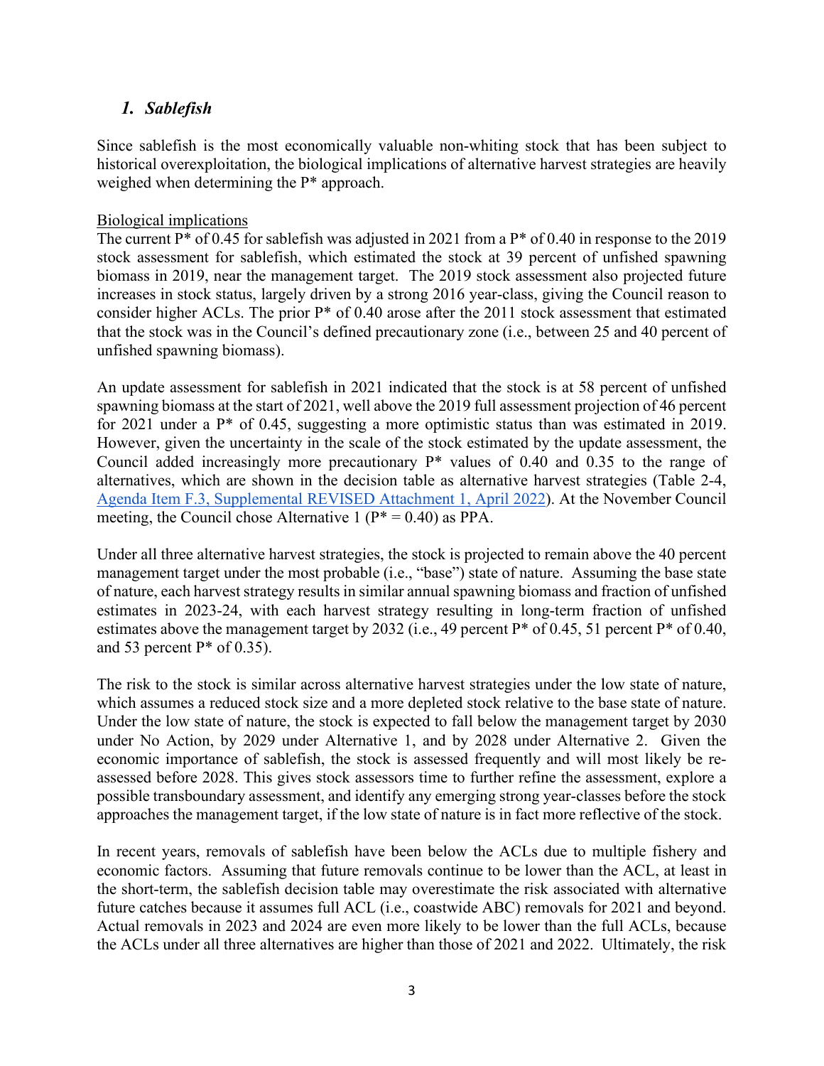### *1. Sablefish*

Since sablefish is the most economically valuable non-whiting stock that has been subject to historical overexploitation, the biological implications of alternative harvest strategies are heavily weighed when determining the P* approach.

<u>Biological implications</u>

The current P* of 0.45 for sablefish was adjusted in 2021 from a P* of 0.40 in response to the 2019 stock assessment for sablefish, which estimated the stock at 39 percent of unfished spawning biomass in 2019, near the management target. The 2019 stock assessment also projected future increases in stock status, largely driven by a strong 2016 year-class, giving the Council reason to consider higher ACLs. The prior P* of 0.40 arose after the 2011 stock assessment that estimated that the stock was in the Council's defined precautionary zone (i.e., between 25 and 40 percent of unfished spawning biomass).

An update assessment for sablefish in 2021 indicated that the stock is at 58 percent of unfished spawning biomass at the start of 2021, well above the 2019 full assessment projection of 46 percent for 2021 under a P* of 0.45, suggesting a more optimistic status than was estimated in 2019. However, given the uncertainty in the scale of the stock estimated by the update assessment, the Council added increasingly more precautionary P* values of 0.40 and 0.35 to the range of alternatives, which are shown in the decision table as alternative harvest strategies (Table 2-4, [Agenda Item F.3, Supplemental REVISED Attachment 1, April 2022]). At the November Council meeting, the Council chose Alternative 1 (P* = 0.40) as PPA.

Under all three alternative harvest strategies, the stock is projected to remain above the 40 percent management target under the most probable (i.e., "base") state of nature. Assuming the base state of nature, each harvest strategy results in similar annual spawning biomass and fraction of unfished estimates in 2023-24, with each harvest strategy resulting in long-term fraction of unfished estimates above the management target by 2032 (i.e., 49 percent P* of 0.45, 51 percent P* of 0.40, and 53 percent P* of 0.35).

The risk to the stock is similar across alternative harvest strategies under the low state of nature, which assumes a reduced stock size and a more depleted stock relative to the base state of nature. Under the low state of nature, the stock is expected to fall below the management target by 2030 under No Action, by 2029 under Alternative 1, and by 2028 under Alternative 2. Given the economic importance of sablefish, the stock is assessed frequently and will most likely be re-assessed before 2028. This gives stock assessors time to further refine the assessment, explore a possible transboundary assessment, and identify any emerging strong year-classes before the stock approaches the management target, if the low state of nature is in fact more reflective of the stock.

In recent years, removals of sablefish have been below the ACLs due to multiple fishery and economic factors. Assuming that future removals continue to be lower than the ACL, at least in the short-term, the sablefish decision table may overestimate the risk associated with alternative future catches because it assumes full ACL (i.e., coastwide ABC) removals for 2021 and beyond. Actual removals in 2023 and 2024 are even more likely to be lower than the full ACLs, because the ACLs under all three alternatives are higher than those of 2021 and 2022. Ultimately, the risk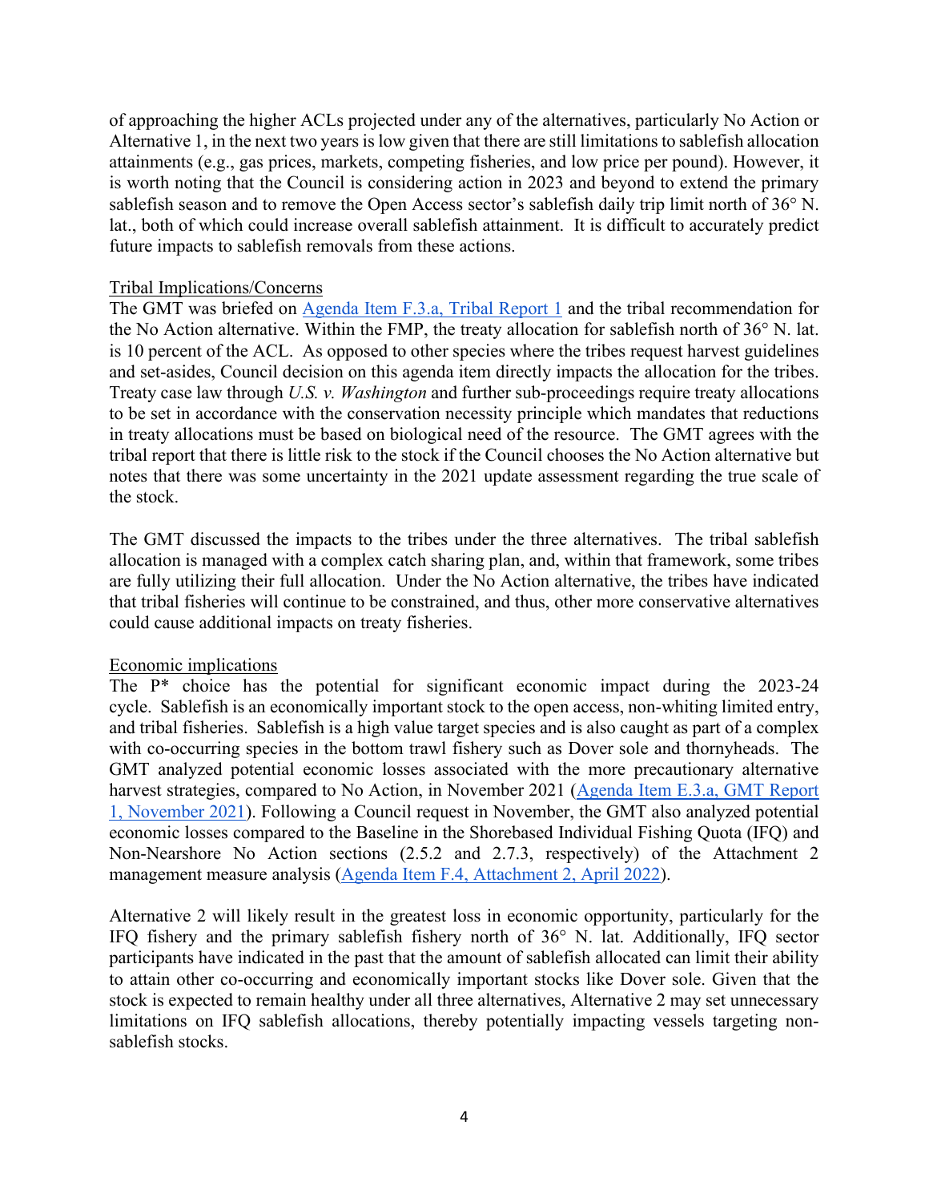of approaching the higher ACLs projected under any of the alternatives, particularly No Action or Alternative 1, in the next two years is low given that there are still limitations to sablefish allocation attainments (e.g., gas prices, markets, competing fisheries, and low price per pound). However, it is worth noting that the Council is considering action in 2023 and beyond to extend the primary sablefish season and to remove the Open Access sector's sablefish daily trip limit north of 36° N. lat., both of which could increase overall sablefish attainment. It is difficult to accurately predict future impacts to sablefish removals from these actions.

Tribal Implications/Concerns

The GMT was briefed on [Agenda Item F.3.a, Tribal Report 1] and the tribal recommendation for the No Action alternative. Within the FMP, the treaty allocation for sablefish north of 36° N. lat. is 10 percent of the ACL. As opposed to other species where the tribes request harvest guidelines and set-asides, Council decision on this agenda item directly impacts the allocation for the tribes. Treaty case law through *U.S. v. Washington* and further sub-proceedings require treaty allocations to be set in accordance with the conservation necessity principle which mandates that reductions in treaty allocations must be based on biological need of the resource. The GMT agrees with the tribal report that there is little risk to the stock if the Council chooses the No Action alternative but notes that there was some uncertainty in the 2021 update assessment regarding the true scale of the stock.

The GMT discussed the impacts to the tribes under the three alternatives. The tribal sablefish allocation is managed with a complex catch sharing plan, and, within that framework, some tribes are fully utilizing their full allocation. Under the No Action alternative, the tribes have indicated that tribal fisheries will continue to be constrained, and thus, other more conservative alternatives could cause additional impacts on treaty fisheries.

Economic implications

The P* choice has the potential for significant economic impact during the 2023-24 cycle. Sablefish is an economically important stock to the open access, non-whiting limited entry, and tribal fisheries. Sablefish is a high value target species and is also caught as part of a complex with co-occurring species in the bottom trawl fishery such as Dover sole and thornyheads. The GMT analyzed potential economic losses associated with the more precautionary alternative harvest strategies, compared to No Action, in November 2021 ([Agenda Item E.3.a, GMT Report 1, November 2021]). Following a Council request in November, the GMT also analyzed potential economic losses compared to the Baseline in the Shorebased Individual Fishing Quota (IFQ) and Non-Nearshore No Action sections (2.5.2 and 2.7.3, respectively) of the Attachment 2 management measure analysis ([Agenda Item F.4, Attachment 2, April 2022]).

Alternative 2 will likely result in the greatest loss in economic opportunity, particularly for the IFQ fishery and the primary sablefish fishery north of 36° N. lat. Additionally, IFQ sector participants have indicated in the past that the amount of sablefish allocated can limit their ability to attain other co-occurring and economically important stocks like Dover sole. Given that the stock is expected to remain healthy under all three alternatives, Alternative 2 may set unnecessary limitations on IFQ sablefish allocations, thereby potentially impacting vessels targeting non-sablefish stocks.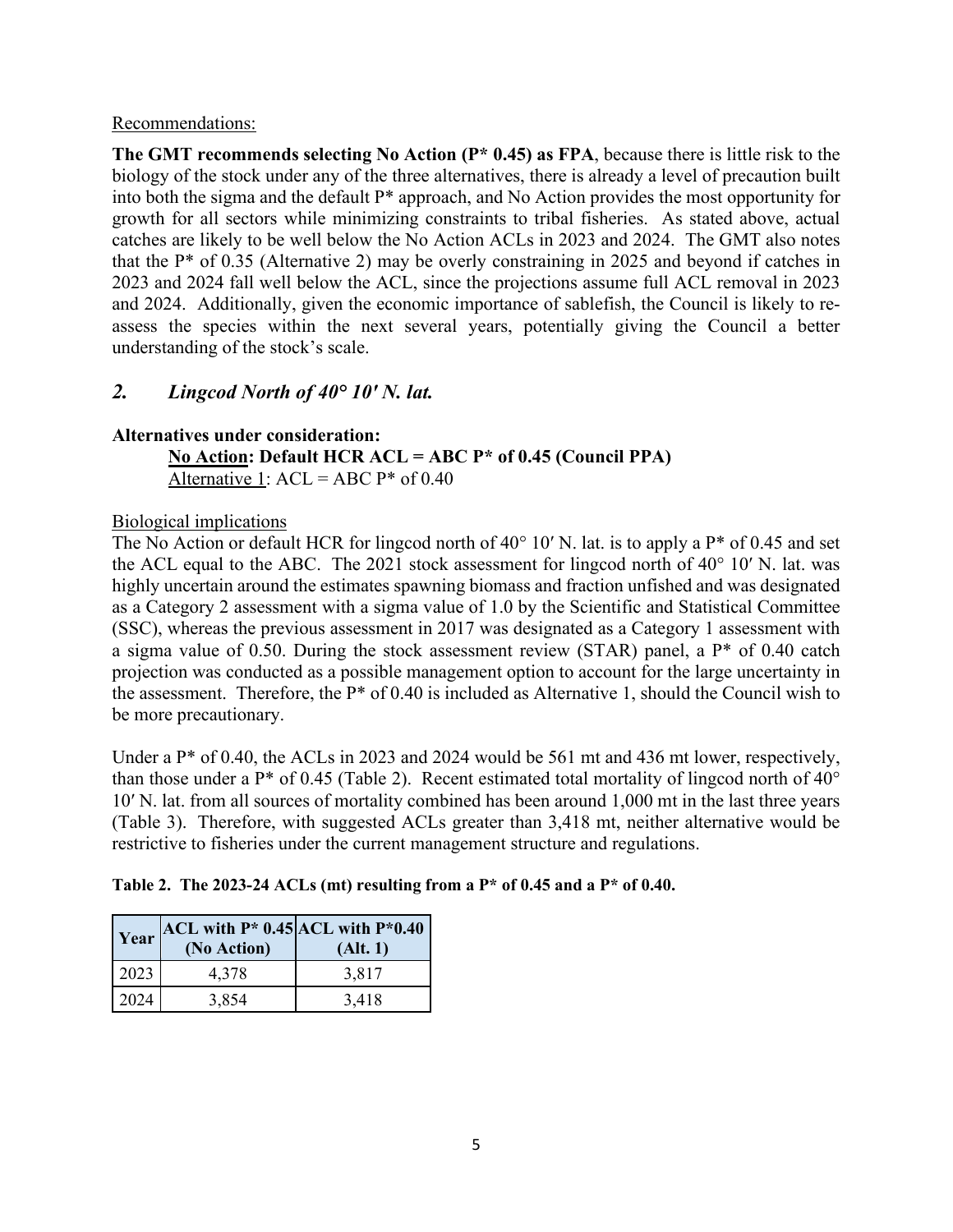Recommendations:

**The GMT recommends selecting No Action (P* 0.45) as FPA**, because there is little risk to the biology of the stock under any of the three alternatives, there is already a level of precaution built into both the sigma and the default P* approach, and No Action provides the most opportunity for growth for all sectors while minimizing constraints to tribal fisheries. As stated above, actual catches are likely to be well below the No Action ACLs in 2023 and 2024. The GMT also notes that the P* of 0.35 (Alternative 2) may be overly constraining in 2025 and beyond if catches in 2023 and 2024 fall well below the ACL, since the projections assume full ACL removal in 2023 and 2024. Additionally, given the economic importance of sablefish, the Council is likely to re-assess the species within the next several years, potentially giving the Council a better understanding of the stock's scale.

## *2. Lingcod North of 40° 10′ N. lat.*

**Alternatives under consideration:**

**No Action: Default HCR ACL = ABC P* of 0.45 (Council PPA)**
Alternative 1: ACL = ABC P* of 0.40

Biological implications

The No Action or default HCR for lingcod north of 40° 10′ N. lat. is to apply a P* of 0.45 and set the ACL equal to the ABC. The 2021 stock assessment for lingcod north of 40° 10′ N. lat. was highly uncertain around the estimates spawning biomass and fraction unfished and was designated as a Category 2 assessment with a sigma value of 1.0 by the Scientific and Statistical Committee (SSC), whereas the previous assessment in 2017 was designated as a Category 1 assessment with a sigma value of 0.50. During the stock assessment review (STAR) panel, a P* of 0.40 catch projection was conducted as a possible management option to account for the large uncertainty in the assessment. Therefore, the P* of 0.40 is included as Alternative 1, should the Council wish to be more precautionary.

Under a P* of 0.40, the ACLs in 2023 and 2024 would be 561 mt and 436 mt lower, respectively, than those under a P* of 0.45 (Table 2). Recent estimated total mortality of lingcod north of 40° 10′ N. lat. from all sources of mortality combined has been around 1,000 mt in the last three years (Table 3). Therefore, with suggested ACLs greater than 3,418 mt, neither alternative would be restrictive to fisheries under the current management structure and regulations.

**Table 2. The 2023-24 ACLs (mt) resulting from a P* of 0.45 and a P* of 0.40.**

| Year | ACL with P* 0.45 (No Action) | ACL with P*0.40 (Alt. 1) |
|---|---|---|
| 2023 | 4,378 | 3,817 |
| 2024 | 3,854 | 3,418 |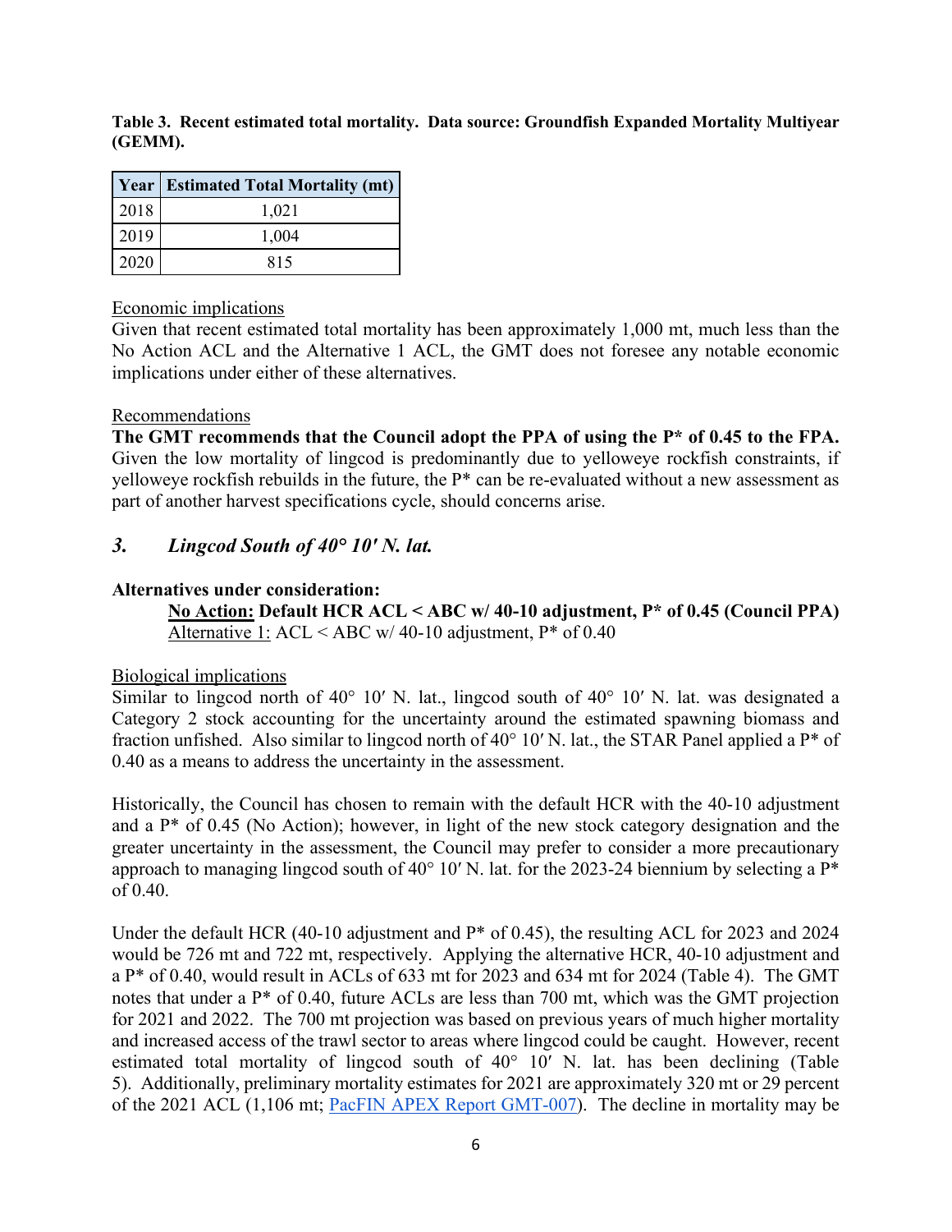**Table 3. Recent estimated total mortality. Data source: Groundfish Expanded Mortality Multiyear (GEMM).**

| Year | Estimated Total Mortality (mt) |
|---|---|
| 2018 | 1,021 |
| 2019 | 1,004 |
| 2020 | 815 |

Economic implications

Given that recent estimated total mortality has been approximately 1,000 mt, much less than the No Action ACL and the Alternative 1 ACL, the GMT does not foresee any notable economic implications under either of these alternatives.

Recommendations

**The GMT recommends that the Council adopt the PPA of using the P* of 0.45 to the FPA.** Given the low mortality of lingcod is predominantly due to yelloweye rockfish constraints, if yelloweye rockfish rebuilds in the future, the P* can be re-evaluated without a new assessment as part of another harvest specifications cycle, should concerns arise.

### *3. Lingcod South of 40° 10′ N. lat.*

**Alternatives under consideration:**

**No Action: Default HCR ACL < ABC w/ 40-10 adjustment, P* of 0.45 (Council PPA)**
Alternative 1: ACL < ABC w/ 40-10 adjustment, P* of 0.40

Biological implications

Similar to lingcod north of 40° 10′ N. lat., lingcod south of 40° 10′ N. lat. was designated a Category 2 stock accounting for the uncertainty around the estimated spawning biomass and fraction unfished. Also similar to lingcod north of 40° 10′ N. lat., the STAR Panel applied a P* of 0.40 as a means to address the uncertainty in the assessment.

Historically, the Council has chosen to remain with the default HCR with the 40-10 adjustment and a P* of 0.45 (No Action); however, in light of the new stock category designation and the greater uncertainty in the assessment, the Council may prefer to consider a more precautionary approach to managing lingcod south of 40° 10′ N. lat. for the 2023-24 biennium by selecting a P* of 0.40.

Under the default HCR (40-10 adjustment and P* of 0.45), the resulting ACL for 2023 and 2024 would be 726 mt and 722 mt, respectively. Applying the alternative HCR, 40-10 adjustment and a P* of 0.40, would result in ACLs of 633 mt for 2023 and 634 mt for 2024 (Table 4). The GMT notes that under a P* of 0.40, future ACLs are less than 700 mt, which was the GMT projection for 2021 and 2022. The 700 mt projection was based on previous years of much higher mortality and increased access of the trawl sector to areas where lingcod could be caught. However, recent estimated total mortality of lingcod south of 40° 10′ N. lat. has been declining (Table 5). Additionally, preliminary mortality estimates for 2021 are approximately 320 mt or 29 percent of the 2021 ACL (1,106 mt; PacFIN APEX Report GMT-007). The decline in mortality may be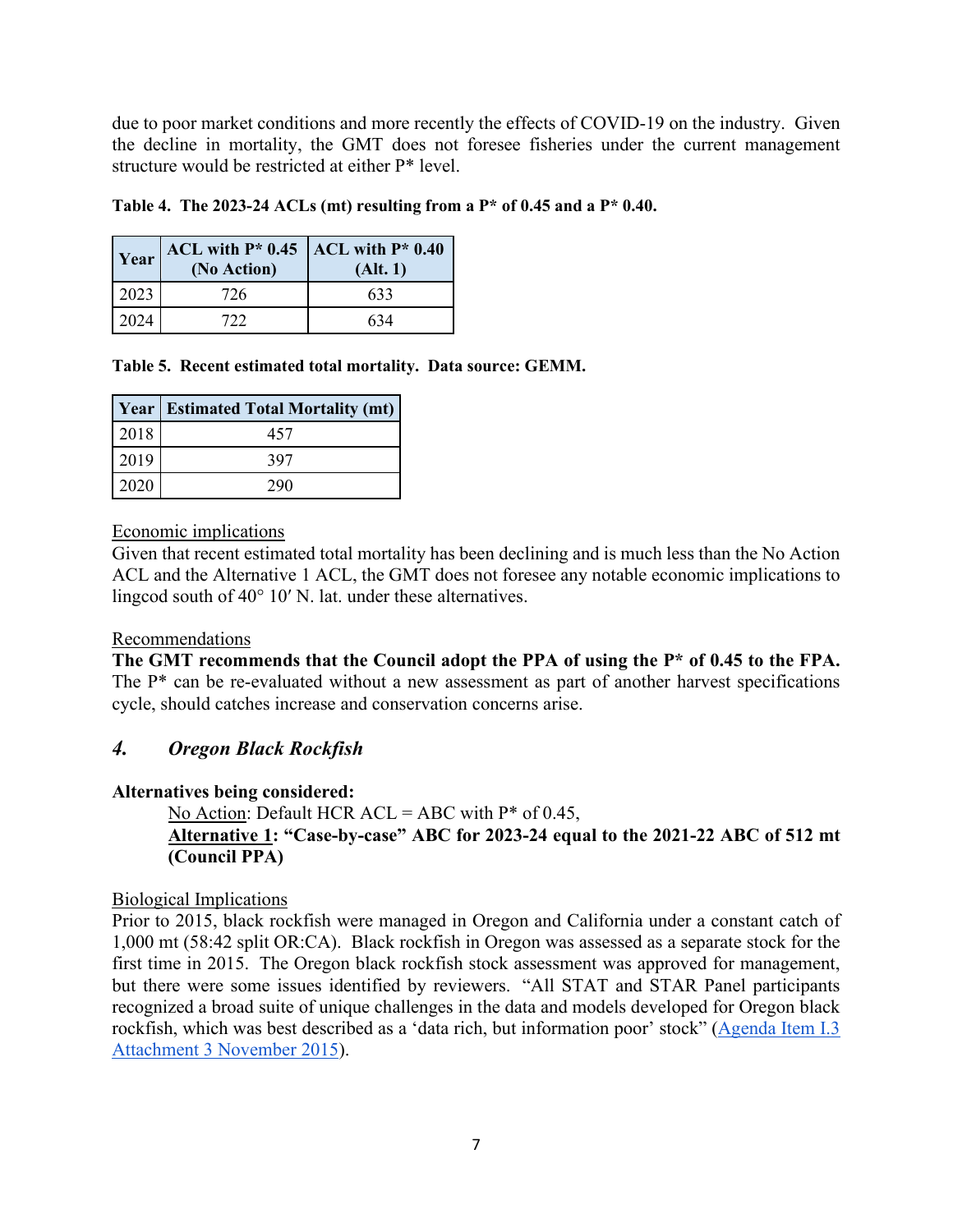due to poor market conditions and more recently the effects of COVID-19 on the industry. Given the decline in mortality, the GMT does not foresee fisheries under the current management structure would be restricted at either P* level.

**Table 4. The 2023-24 ACLs (mt) resulting from a P* of 0.45 and a P* 0.40.**

| Year | ACL with P* 0.45 (No Action) | ACL with P* 0.40 (Alt. 1) |
|---|---|---|
| 2023 | 726 | 633 |
| 2024 | 722 | 634 |

**Table 5. Recent estimated total mortality. Data source: GEMM.**

| Year | Estimated Total Mortality (mt) |
|---|---|
| 2018 | 457 |
| 2019 | 397 |
| 2020 | 290 |

<u>Economic implications</u>

Given that recent estimated total mortality has been declining and is much less than the No Action ACL and the Alternative 1 ACL, the GMT does not foresee any notable economic implications to lingcod south of 40° 10′ N. lat. under these alternatives.

<u>Recommendations</u>

**The GMT recommends that the Council adopt the PPA of using the P* of 0.45 to the FPA.** The P* can be re-evaluated without a new assessment as part of another harvest specifications cycle, should catches increase and conservation concerns arise.

## *4. Oregon Black Rockfish*

**Alternatives being considered:**

<u>No Action</u>: Default HCR ACL = ABC with P* of 0.45,

**<u>Alternative 1</u>: "Case-by-case" ABC for 2023-24 equal to the 2021-22 ABC of 512 mt (Council PPA)**

<u>Biological Implications</u>

Prior to 2015, black rockfish were managed in Oregon and California under a constant catch of 1,000 mt (58:42 split OR:CA). Black rockfish in Oregon was assessed as a separate stock for the first time in 2015. The Oregon black rockfish stock assessment was approved for management, but there were some issues identified by reviewers. "All STAT and STAR Panel participants recognized a broad suite of unique challenges in the data and models developed for Oregon black rockfish, which was best described as a 'data rich, but information poor' stock" (Agenda Item I.3 Attachment 3 November 2015).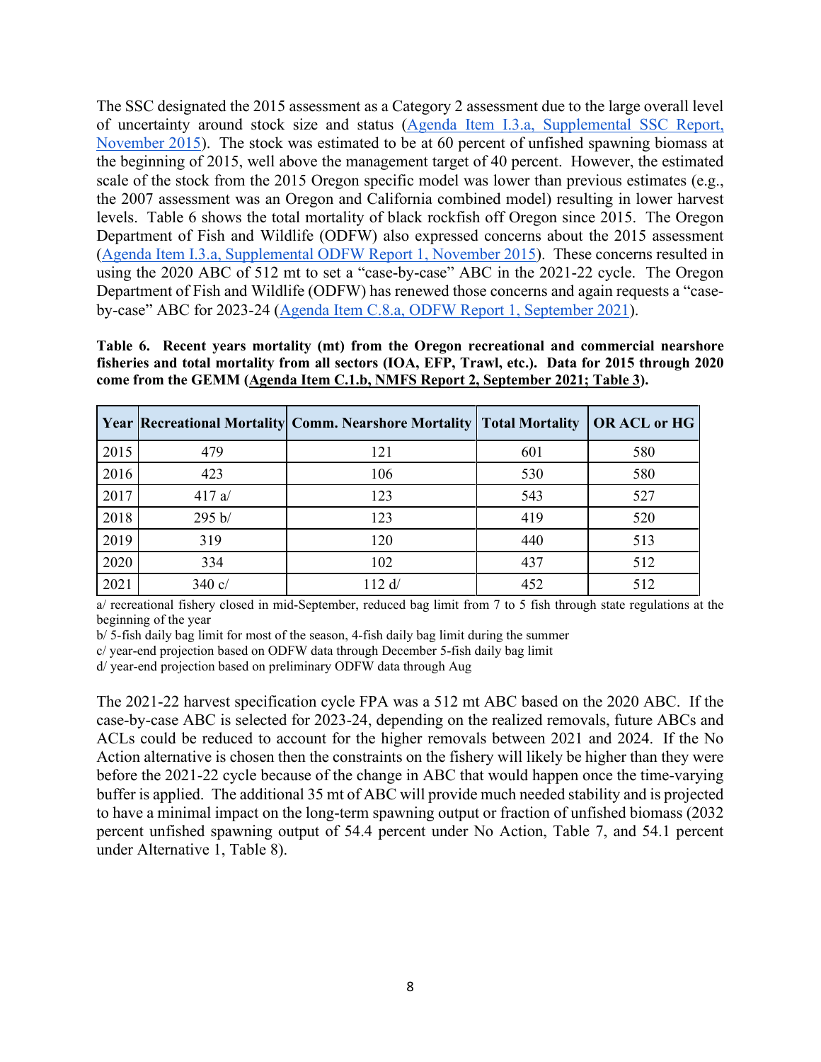The SSC designated the 2015 assessment as a Category 2 assessment due to the large overall level of uncertainty around stock size and status (Agenda Item I.3.a, Supplemental SSC Report, November 2015). The stock was estimated to be at 60 percent of unfished spawning biomass at the beginning of 2015, well above the management target of 40 percent. However, the estimated scale of the stock from the 2015 Oregon specific model was lower than previous estimates (e.g., the 2007 assessment was an Oregon and California combined model) resulting in lower harvest levels. Table 6 shows the total mortality of black rockfish off Oregon since 2015. The Oregon Department of Fish and Wildlife (ODFW) also expressed concerns about the 2015 assessment (Agenda Item I.3.a, Supplemental ODFW Report 1, November 2015). These concerns resulted in using the 2020 ABC of 512 mt to set a "case-by-case" ABC in the 2021-22 cycle. The Oregon Department of Fish and Wildlife (ODFW) has renewed those concerns and again requests a "case-by-case" ABC for 2023-24 (Agenda Item C.8.a, ODFW Report 1, September 2021).

**Table 6. Recent years mortality (mt) from the Oregon recreational and commercial nearshore fisheries and total mortality from all sectors (IOA, EFP, Trawl, etc.). Data for 2015 through 2020 come from the GEMM (Agenda Item C.1.b, NMFS Report 2, September 2021; Table 3).**

| Year | Recreational Mortality | Comm. Nearshore Mortality | Total Mortality | OR ACL or HG |
|---|---|---|---|---|
| 2015 | 479 | 121 | 601 | 580 |
| 2016 | 423 | 106 | 530 | 580 |
| 2017 | 417 a/ | 123 | 543 | 527 |
| 2018 | 295 b/ | 123 | 419 | 520 |
| 2019 | 319 | 120 | 440 | 513 |
| 2020 | 334 | 102 | 437 | 512 |
| 2021 | 340 c/ | 112 d/ | 452 | 512 |

a/ recreational fishery closed in mid-September, reduced bag limit from 7 to 5 fish through state regulations at the beginning of the year

b/ 5-fish daily bag limit for most of the season, 4-fish daily bag limit during the summer

c/ year-end projection based on ODFW data through December 5-fish daily bag limit

d/ year-end projection based on preliminary ODFW data through Aug

The 2021-22 harvest specification cycle FPA was a 512 mt ABC based on the 2020 ABC. If the case-by-case ABC is selected for 2023-24, depending on the realized removals, future ABCs and ACLs could be reduced to account for the higher removals between 2021 and 2024. If the No Action alternative is chosen then the constraints on the fishery will likely be higher than they were before the 2021-22 cycle because of the change in ABC that would happen once the time-varying buffer is applied. The additional 35 mt of ABC will provide much needed stability and is projected to have a minimal impact on the long-term spawning output or fraction of unfished biomass (2032 percent unfished spawning output of 54.4 percent under No Action, Table 7, and 54.1 percent under Alternative 1, Table 8).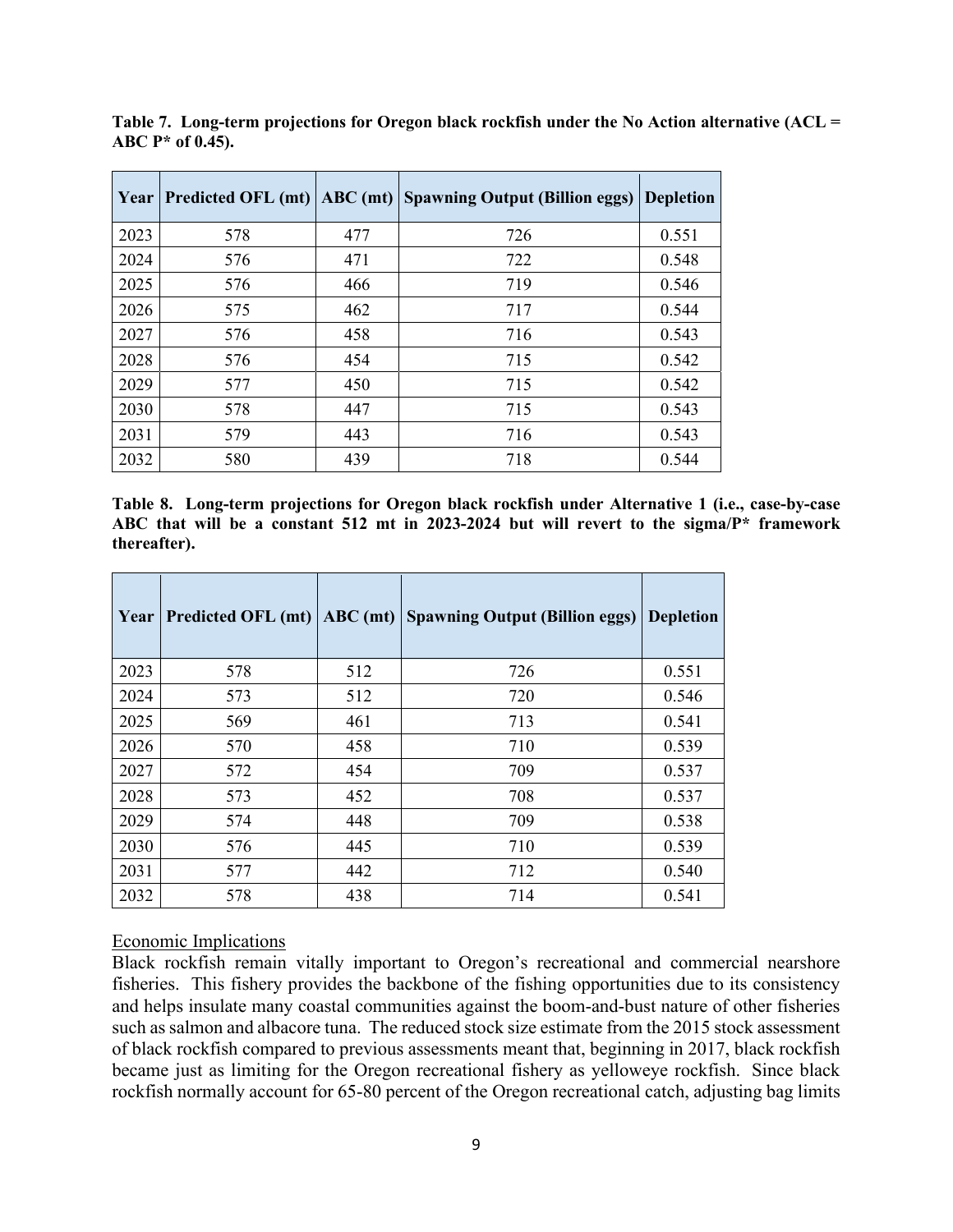**Table 7. Long-term projections for Oregon black rockfish under the No Action alternative (ACL = ABC P* of 0.45).**

| Year | Predicted OFL (mt) | ABC (mt) | Spawning Output (Billion eggs) | Depletion |
|---|---|---|---|---|
| 2023 | 578 | 477 | 726 | 0.551 |
| 2024 | 576 | 471 | 722 | 0.548 |
| 2025 | 576 | 466 | 719 | 0.546 |
| 2026 | 575 | 462 | 717 | 0.544 |
| 2027 | 576 | 458 | 716 | 0.543 |
| 2028 | 576 | 454 | 715 | 0.542 |
| 2029 | 577 | 450 | 715 | 0.542 |
| 2030 | 578 | 447 | 715 | 0.543 |
| 2031 | 579 | 443 | 716 | 0.543 |
| 2032 | 580 | 439 | 718 | 0.544 |

**Table 8. Long-term projections for Oregon black rockfish under Alternative 1 (i.e., case-by-case ABC that will be a constant 512 mt in 2023-2024 but will revert to the sigma/P* framework thereafter).**

| Year | Predicted OFL (mt) | ABC (mt) | Spawning Output (Billion eggs) | Depletion |
|---|---|---|---|---|
| 2023 | 578 | 512 | 726 | 0.551 |
| 2024 | 573 | 512 | 720 | 0.546 |
| 2025 | 569 | 461 | 713 | 0.541 |
| 2026 | 570 | 458 | 710 | 0.539 |
| 2027 | 572 | 454 | 709 | 0.537 |
| 2028 | 573 | 452 | 708 | 0.537 |
| 2029 | 574 | 448 | 709 | 0.538 |
| 2030 | 576 | 445 | 710 | 0.539 |
| 2031 | 577 | 442 | 712 | 0.540 |
| 2032 | 578 | 438 | 714 | 0.541 |

Economic Implications

Black rockfish remain vitally important to Oregon's recreational and commercial nearshore fisheries. This fishery provides the backbone of the fishing opportunities due to its consistency and helps insulate many coastal communities against the boom-and-bust nature of other fisheries such as salmon and albacore tuna. The reduced stock size estimate from the 2015 stock assessment of black rockfish compared to previous assessments meant that, beginning in 2017, black rockfish became just as limiting for the Oregon recreational fishery as yelloweye rockfish. Since black rockfish normally account for 65-80 percent of the Oregon recreational catch, adjusting bag limits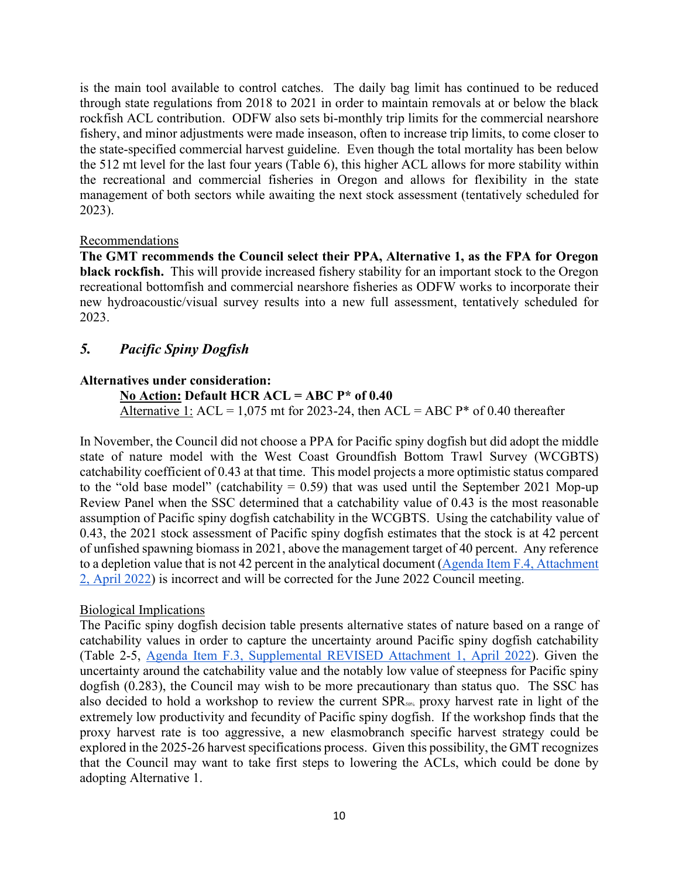is the main tool available to control catches. The daily bag limit has continued to be reduced through state regulations from 2018 to 2021 in order to maintain removals at or below the black rockfish ACL contribution. ODFW also sets bi-monthly trip limits for the commercial nearshore fishery, and minor adjustments were made inseason, often to increase trip limits, to come closer to the state-specified commercial harvest guideline. Even though the total mortality has been below the 512 mt level for the last four years (Table 6), this higher ACL allows for more stability within the recreational and commercial fisheries in Oregon and allows for flexibility in the state management of both sectors while awaiting the next stock assessment (tentatively scheduled for 2023).

Recommendations

**The GMT recommends the Council select their PPA, Alternative 1, as the FPA for Oregon black rockfish.** This will provide increased fishery stability for an important stock to the Oregon recreational bottomfish and commercial nearshore fisheries as ODFW works to incorporate their new hydroacoustic/visual survey results into a new full assessment, tentatively scheduled for 2023.

## 5. *Pacific Spiny Dogfish*

**Alternatives under consideration:**

**No Action: Default HCR ACL = ABC P* of 0.40**

Alternative 1: ACL = 1,075 mt for 2023-24, then ACL = ABC P* of 0.40 thereafter

In November, the Council did not choose a PPA for Pacific spiny dogfish but did adopt the middle state of nature model with the West Coast Groundfish Bottom Trawl Survey (WCGBTS) catchability coefficient of 0.43 at that time. This model projects a more optimistic status compared to the "old base model" (catchability = 0.59) that was used until the September 2021 Mop-up Review Panel when the SSC determined that a catchability value of 0.43 is the most reasonable assumption of Pacific spiny dogfish catchability in the WCGBTS. Using the catchability value of 0.43, the 2021 stock assessment of Pacific spiny dogfish estimates that the stock is at 42 percent of unfished spawning biomass in 2021, above the management target of 40 percent. Any reference to a depletion value that is not 42 percent in the analytical document (Agenda Item F.4, Attachment 2, April 2022) is incorrect and will be corrected for the June 2022 Council meeting.

Biological Implications

The Pacific spiny dogfish decision table presents alternative states of nature based on a range of catchability values in order to capture the uncertainty around Pacific spiny dogfish catchability (Table 2-5, Agenda Item F.3, Supplemental REVISED Attachment 1, April 2022). Given the uncertainty around the catchability value and the notably low value of steepness for Pacific spiny dogfish (0.283), the Council may wish to be more precautionary than status quo. The SSC has also decided to hold a workshop to review the current $SPR_{50\%}$ proxy harvest rate in light of the extremely low productivity and fecundity of Pacific spiny dogfish. If the workshop finds that the proxy harvest rate is too aggressive, a new elasmobranch specific harvest strategy could be explored in the 2025-26 harvest specifications process. Given this possibility, the GMT recognizes that the Council may want to take first steps to lowering the ACLs, which could be done by adopting Alternative 1.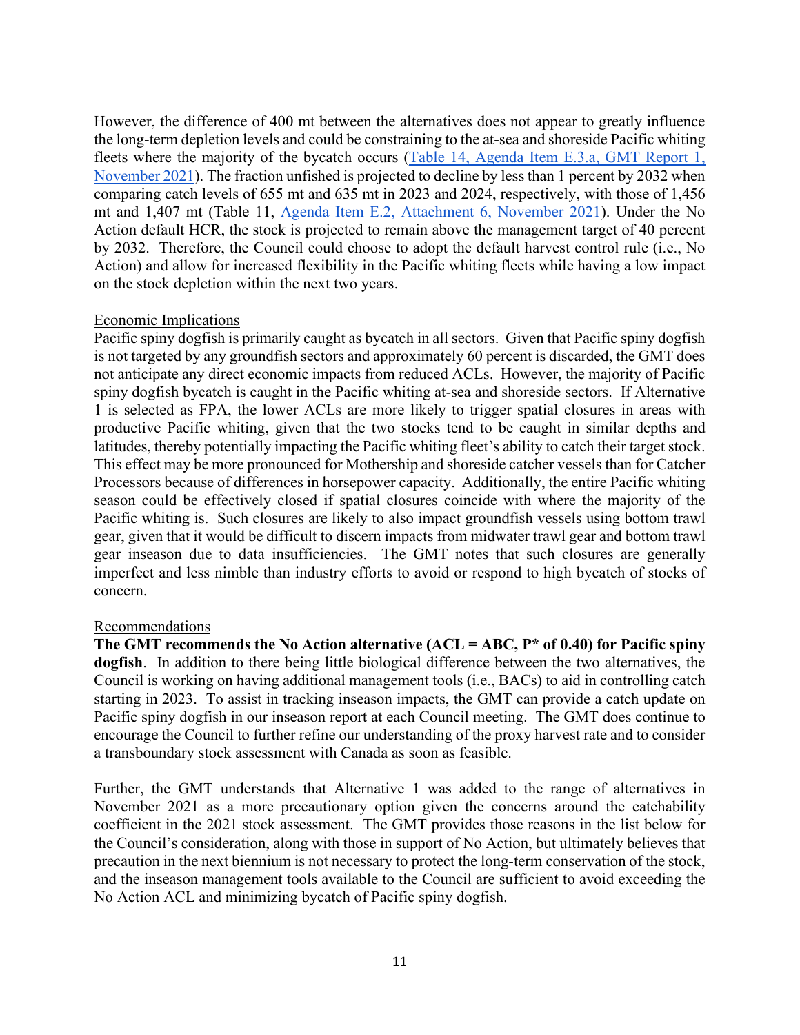However, the difference of 400 mt between the alternatives does not appear to greatly influence the long-term depletion levels and could be constraining to the at-sea and shoreside Pacific whiting fleets where the majority of the bycatch occurs ([Table 14, Agenda Item E.3.a, GMT Report 1, November 2021](#)). The fraction unfished is projected to decline by less than 1 percent by 2032 when comparing catch levels of 655 mt and 635 mt in 2023 and 2024, respectively, with those of 1,456 mt and 1,407 mt (Table 11, [Agenda Item E.2, Attachment 6, November 2021](#)). Under the No Action default HCR, the stock is projected to remain above the management target of 40 percent by 2032. Therefore, the Council could choose to adopt the default harvest control rule (i.e., No Action) and allow for increased flexibility in the Pacific whiting fleets while having a low impact on the stock depletion within the next two years.

Economic Implications

Pacific spiny dogfish is primarily caught as bycatch in all sectors. Given that Pacific spiny dogfish is not targeted by any groundfish sectors and approximately 60 percent is discarded, the GMT does not anticipate any direct economic impacts from reduced ACLs. However, the majority of Pacific spiny dogfish bycatch is caught in the Pacific whiting at-sea and shoreside sectors. If Alternative 1 is selected as FPA, the lower ACLs are more likely to trigger spatial closures in areas with productive Pacific whiting, given that the two stocks tend to be caught in similar depths and latitudes, thereby potentially impacting the Pacific whiting fleet's ability to catch their target stock. This effect may be more pronounced for Mothership and shoreside catcher vessels than for Catcher Processors because of differences in horsepower capacity. Additionally, the entire Pacific whiting season could be effectively closed if spatial closures coincide with where the majority of the Pacific whiting is. Such closures are likely to also impact groundfish vessels using bottom trawl gear, given that it would be difficult to discern impacts from midwater trawl gear and bottom trawl gear inseason due to data insufficiencies. The GMT notes that such closures are generally imperfect and less nimble than industry efforts to avoid or respond to high bycatch of stocks of concern.

Recommendations

**The GMT recommends the No Action alternative (ACL = ABC, P* of 0.40) for Pacific spiny dogfish**. In addition to there being little biological difference between the two alternatives, the Council is working on having additional management tools (i.e., BACs) to aid in controlling catch starting in 2023. To assist in tracking inseason impacts, the GMT can provide a catch update on Pacific spiny dogfish in our inseason report at each Council meeting. The GMT does continue to encourage the Council to further refine our understanding of the proxy harvest rate and to consider a transboundary stock assessment with Canada as soon as feasible.

Further, the GMT understands that Alternative 1 was added to the range of alternatives in November 2021 as a more precautionary option given the concerns around the catchability coefficient in the 2021 stock assessment. The GMT provides those reasons in the list below for the Council's consideration, along with those in support of No Action, but ultimately believes that precaution in the next biennium is not necessary to protect the long-term conservation of the stock, and the inseason management tools available to the Council are sufficient to avoid exceeding the No Action ACL and minimizing bycatch of Pacific spiny dogfish.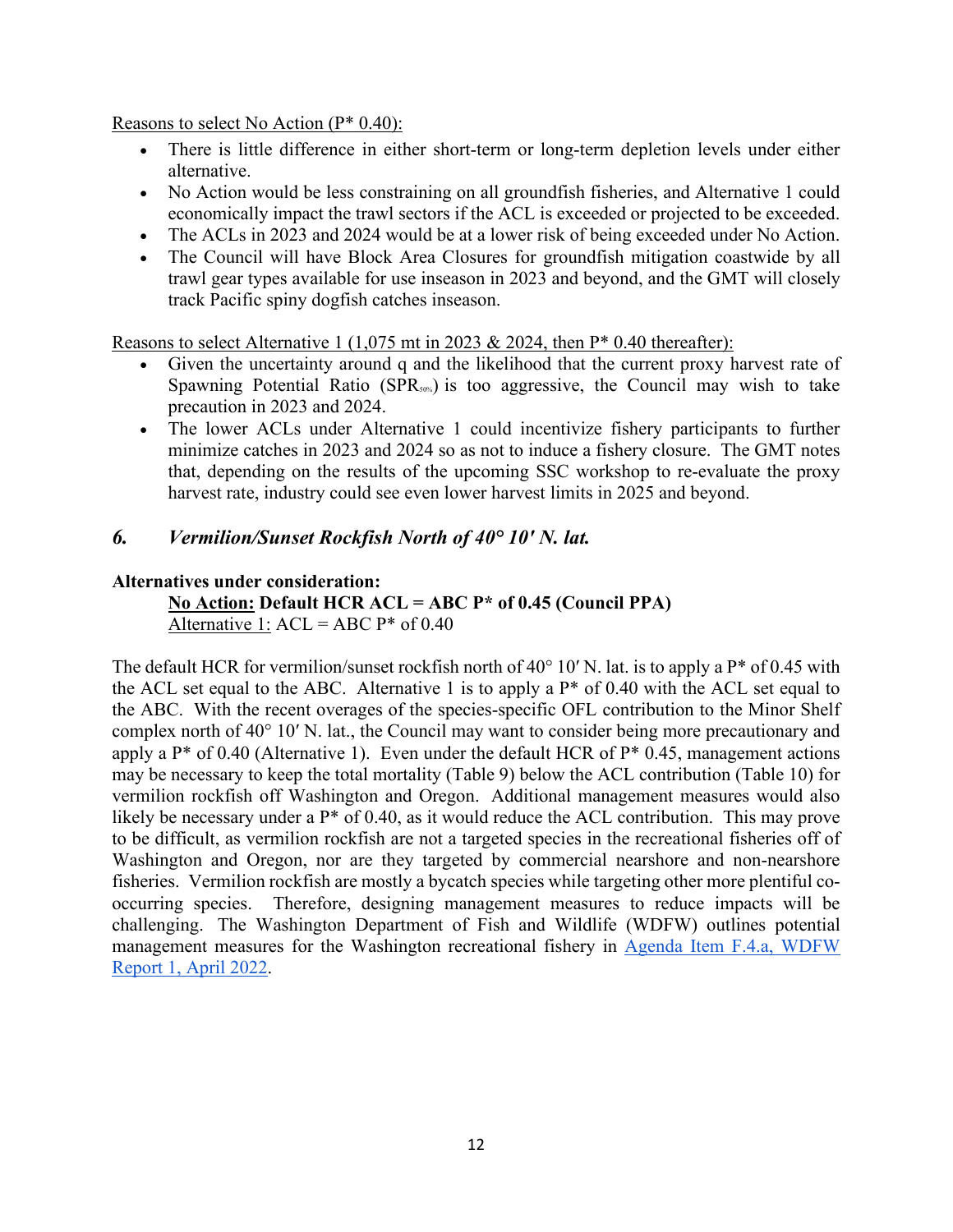Reasons to select No Action (P* 0.40):

- There is little difference in either short-term or long-term depletion levels under either alternative.
- No Action would be less constraining on all groundfish fisheries, and Alternative 1 could economically impact the trawl sectors if the ACL is exceeded or projected to be exceeded.
- The ACLs in 2023 and 2024 would be at a lower risk of being exceeded under No Action.
- The Council will have Block Area Closures for groundfish mitigation coastwide by all trawl gear types available for use inseason in 2023 and beyond, and the GMT will closely track Pacific spiny dogfish catches inseason.

Reasons to select Alternative 1 (1,075 mt in 2023 & 2024, then P* 0.40 thereafter):

- Given the uncertainty around q and the likelihood that the current proxy harvest rate of Spawning Potential Ratio ($SPR_{50\%}$) is too aggressive, the Council may wish to take precaution in 2023 and 2024.
- The lower ACLs under Alternative 1 could incentivize fishery participants to further minimize catches in 2023 and 2024 so as not to induce a fishery closure. The GMT notes that, depending on the results of the upcoming SSC workshop to re-evaluate the proxy harvest rate, industry could see even lower harvest limits in 2025 and beyond.

## 6. *Vermilion/Sunset Rockfish North of 40° 10′ N. lat.*

**Alternatives under consideration:**

**No Action: Default HCR ACL = ABC P* of 0.45 (Council PPA)**

Alternative 1: ACL = ABC P* of 0.40

The default HCR for vermilion/sunset rockfish north of 40° 10′ N. lat. is to apply a P* of 0.45 with the ACL set equal to the ABC. Alternative 1 is to apply a P* of 0.40 with the ACL set equal to the ABC. With the recent overages of the species-specific OFL contribution to the Minor Shelf complex north of 40° 10′ N. lat., the Council may want to consider being more precautionary and apply a P* of 0.40 (Alternative 1). Even under the default HCR of P* 0.45, management actions may be necessary to keep the total mortality (Table 9) below the ACL contribution (Table 10) for vermilion rockfish off Washington and Oregon. Additional management measures would also likely be necessary under a P* of 0.40, as it would reduce the ACL contribution. This may prove to be difficult, as vermilion rockfish are not a targeted species in the recreational fisheries off of Washington and Oregon, nor are they targeted by commercial nearshore and non-nearshore fisheries. Vermilion rockfish are mostly a bycatch species while targeting other more plentiful co-occurring species. Therefore, designing management measures to reduce impacts will be challenging. The Washington Department of Fish and Wildlife (WDFW) outlines potential management measures for the Washington recreational fishery in Agenda Item F.4.a, WDFW Report 1, April 2022.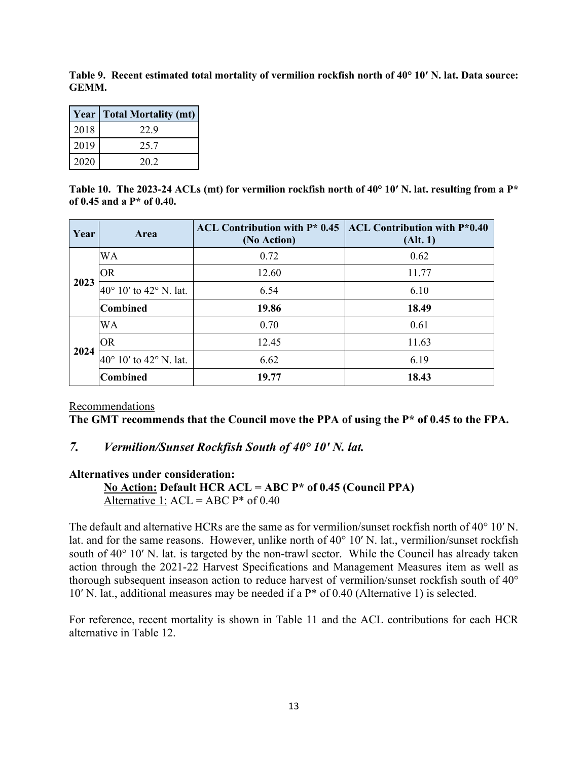**Table 9. Recent estimated total mortality of vermilion rockfish north of 40° 10′ N. lat. Data source: GEMM.**

| Year | Total Mortality (mt) |
|---|---|
| 2018 | 22.9 |
| 2019 | 25.7 |
| 2020 | 20.2 |

**Table 10. The 2023-24 ACLs (mt) for vermilion rockfish north of 40° 10′ N. lat. resulting from a P* of 0.45 and a P* of 0.40.**

| Year | Area | ACL Contribution with P* 0.45 (No Action) | ACL Contribution with P*0.40 (Alt. 1) |
|---|---|---|---|
| 2023 | WA | 0.72 | 0.62 |
| | OR | 12.60 | 11.77 |
| | 40° 10′ to 42° N. lat. | 6.54 | 6.10 |
| | **Combined** | **19.86** | **18.49** |
| 2024 | WA | 0.70 | 0.61 |
| | OR | 12.45 | 11.63 |
| | 40° 10′ to 42° N. lat. | 6.62 | 6.19 |
| | **Combined** | **19.77** | **18.43** |

Recommendations

**The GMT recommends that the Council move the PPA of using the P* of 0.45 to the FPA.**

## *7. Vermilion/Sunset Rockfish South of 40° 10′ N. lat.*

**Alternatives under consideration:**

**No Action: Default HCR ACL = ABC P* of 0.45 (Council PPA)**

Alternative 1: ACL = ABC P* of 0.40

The default and alternative HCRs are the same as for vermilion/sunset rockfish north of 40° 10′ N. lat. and for the same reasons. However, unlike north of 40° 10′ N. lat., vermilion/sunset rockfish south of 40° 10′ N. lat. is targeted by the non-trawl sector. While the Council has already taken action through the 2021-22 Harvest Specifications and Management Measures item as well as thorough subsequent inseason action to reduce harvest of vermilion/sunset rockfish south of 40° 10′ N. lat., additional measures may be needed if a P* of 0.40 (Alternative 1) is selected.

For reference, recent mortality is shown in Table 11 and the ACL contributions for each HCR alternative in Table 12.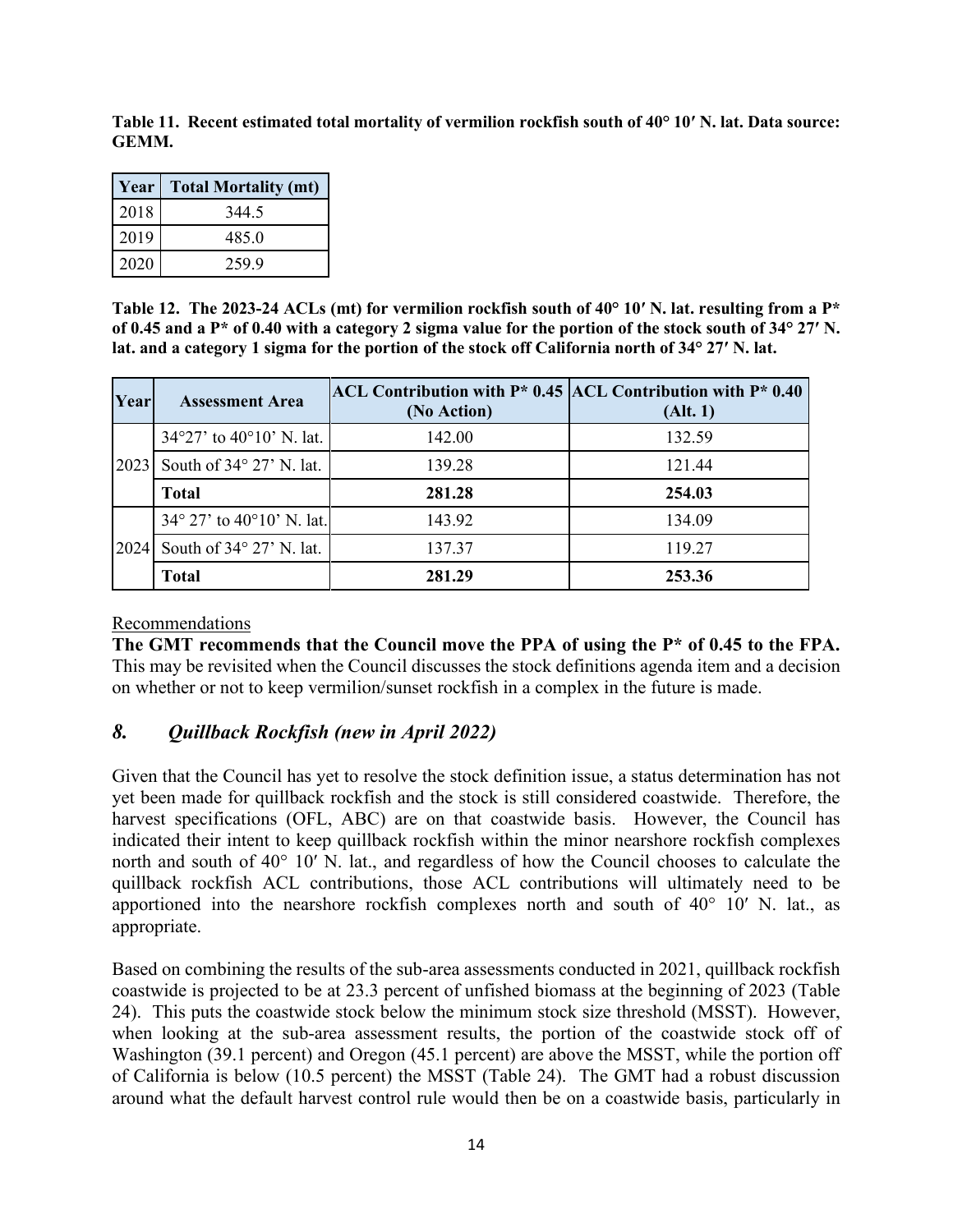**Table 11. Recent estimated total mortality of vermilion rockfish south of 40° 10′ N. lat. Data source: GEMM.**

| Year | Total Mortality (mt) |
|---|---|
| 2018 | 344.5 |
| 2019 | 485.0 |
| 2020 | 259.9 |

**Table 12. The 2023-24 ACLs (mt) for vermilion rockfish south of 40° 10′ N. lat. resulting from a P* of 0.45 and a P* of 0.40 with a category 2 sigma value for the portion of the stock south of 34° 27′ N. lat. and a category 1 sigma for the portion of the stock off California north of 34° 27′ N. lat.**

| Year | Assessment Area | ACL Contribution with P* 0.45 (No Action) | ACL Contribution with P* 0.40 (Alt. 1) |
|---|---|---|---|
| 2023 | 34°27’ to 40°10’ N. lat. | 142.00 | 132.59 |
| | South of 34° 27’ N. lat. | 139.28 | 121.44 |
| | **Total** | **281.28** | **254.03** |
| 2024 | 34° 27’ to 40°10’ N. lat. | 143.92 | 134.09 |
| | South of 34° 27’ N. lat. | 137.37 | 119.27 |
| | **Total** | **281.29** | **253.36** |

Recommendations

**The GMT recommends that the Council move the PPA of using the P* of 0.45 to the FPA.** This may be revisited when the Council discusses the stock definitions agenda item and a decision on whether or not to keep vermilion/sunset rockfish in a complex in the future is made.

## *8. Quillback Rockfish (new in April 2022)*

Given that the Council has yet to resolve the stock definition issue, a status determination has not yet been made for quillback rockfish and the stock is still considered coastwide. Therefore, the harvest specifications (OFL, ABC) are on that coastwide basis. However, the Council has indicated their intent to keep quillback rockfish within the minor nearshore rockfish complexes north and south of 40° 10′ N. lat., and regardless of how the Council chooses to calculate the quillback rockfish ACL contributions, those ACL contributions will ultimately need to be apportioned into the nearshore rockfish complexes north and south of 40° 10′ N. lat., as appropriate.

Based on combining the results of the sub-area assessments conducted in 2021, quillback rockfish coastwide is projected to be at 23.3 percent of unfished biomass at the beginning of 2023 (Table 24). This puts the coastwide stock below the minimum stock size threshold (MSST). However, when looking at the sub-area assessment results, the portion of the coastwide stock off of Washington (39.1 percent) and Oregon (45.1 percent) are above the MSST, while the portion off of California is below (10.5 percent) the MSST (Table 24). The GMT had a robust discussion around what the default harvest control rule would then be on a coastwide basis, particularly in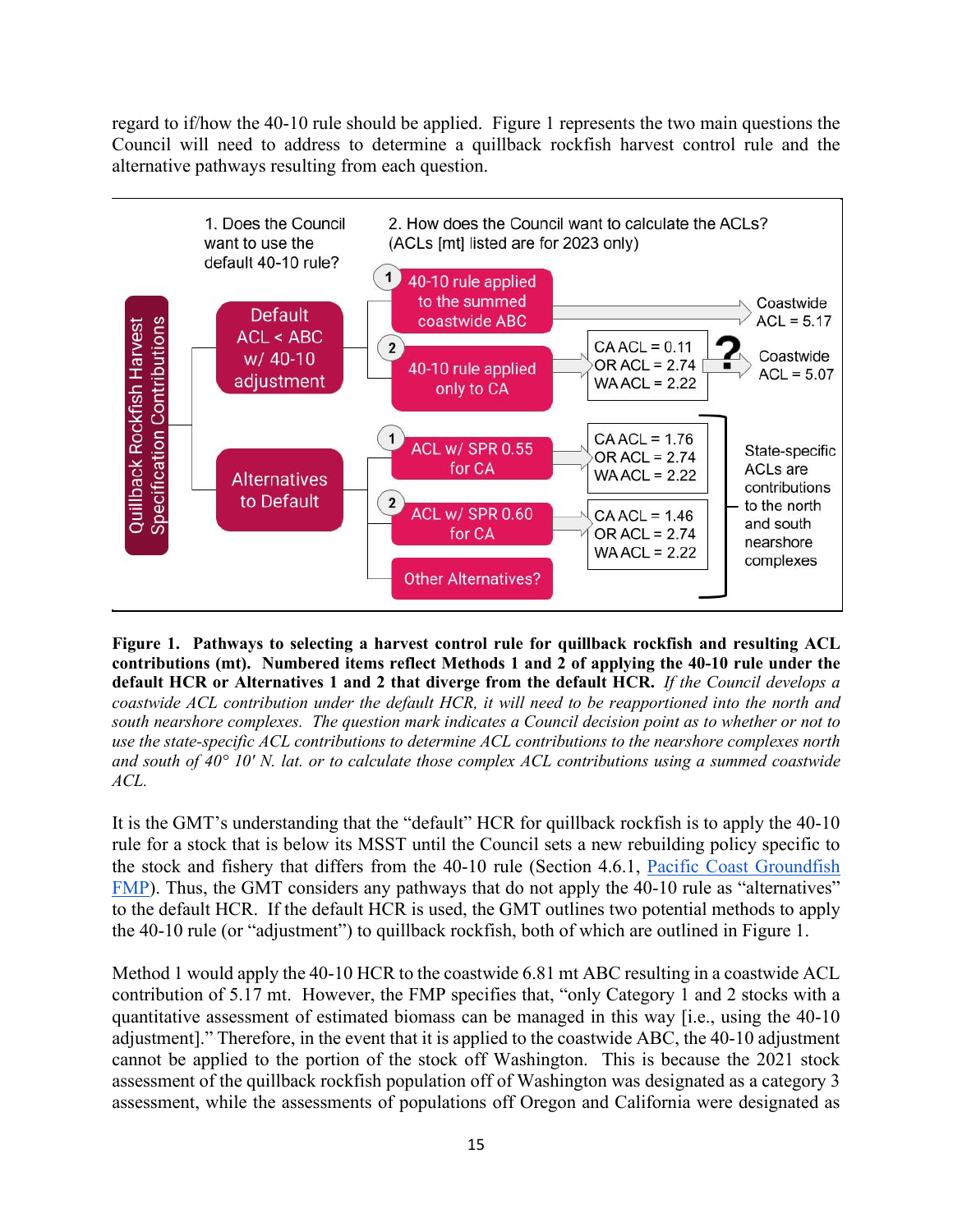regard to if/how the 40-10 rule should be applied. Figure 1 represents the two main questions the Council will need to address to determine a quillback rockfish harvest control rule and the alternative pathways resulting from each question.

**Quillback Rockfish Harvest Specification Contributions**

1. Does the Council want to use the default 40-10 rule?
2. How does the Council want to calculate the ACLs? (ACLs [mt] listed are for 2023 only)

- **Default ACL < ABC w/ 40-10 adjustment**
  - (1) 40-10 rule applied to the summed coastwide ABC → Coastwide ACL = 5.17
  - (2) 40-10 rule applied only to CA → CA ACL = 0.11; OR ACL = 2.74; WA ACL = 2.22 → **?** → Coastwide ACL = 5.07
- **Alternatives to Default**
  - (1) ACL w/ SPR 0.55 for CA → CA ACL = 1.76; OR ACL = 2.74; WA ACL = 2.22
  - (2) ACL w/ SPR 0.60 for CA → CA ACL = 1.46; OR ACL = 2.74; WA ACL = 2.22
  - Other Alternatives?

State-specific ACLs are contributions to the north and south nearshore complexes

**Figure 1. Pathways to selecting a harvest control rule for quillback rockfish and resulting ACL contributions (mt). Numbered items reflect Methods 1 and 2 of applying the 40-10 rule under the default HCR or Alternatives 1 and 2 that diverge from the default HCR.** *If the Council develops a coastwide ACL contribution under the default HCR, it will need to be reapportioned into the north and south nearshore complexes. The question mark indicates a Council decision point as to whether or not to use the state-specific ACL contributions to determine ACL contributions to the nearshore complexes north and south of 40° 10′ N. lat. or to calculate those complex ACL contributions using a summed coastwide ACL.*

It is the GMT's understanding that the "default" HCR for quillback rockfish is to apply the 40-10 rule for a stock that is below its MSST until the Council sets a new rebuilding policy specific to the stock and fishery that differs from the 40-10 rule (Section 4.6.1, Pacific Coast Groundfish FMP). Thus, the GMT considers any pathways that do not apply the 40-10 rule as "alternatives" to the default HCR. If the default HCR is used, the GMT outlines two potential methods to apply the 40-10 rule (or "adjustment") to quillback rockfish, both of which are outlined in Figure 1.

Method 1 would apply the 40-10 HCR to the coastwide 6.81 mt ABC resulting in a coastwide ACL contribution of 5.17 mt. However, the FMP specifies that, "only Category 1 and 2 stocks with a quantitative assessment of estimated biomass can be managed in this way [i.e., using the 40-10 adjustment]." Therefore, in the event that it is applied to the coastwide ABC, the 40-10 adjustment cannot be applied to the portion of the stock off Washington. This is because the 2021 stock assessment of the quillback rockfish population off of Washington was designated as a category 3 assessment, while the assessments of populations off Oregon and California were designated as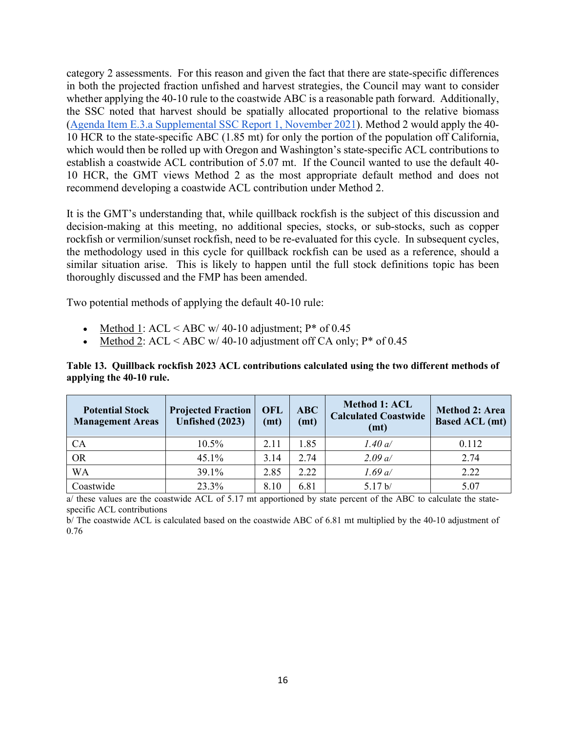category 2 assessments. For this reason and given the fact that there are state-specific differences in both the projected fraction unfished and harvest strategies, the Council may want to consider whether applying the 40-10 rule to the coastwide ABC is a reasonable path forward. Additionally, the SSC noted that harvest should be spatially allocated proportional to the relative biomass ([Agenda Item E.3.a Supplemental SSC Report 1, November 2021](#)). Method 2 would apply the 40-10 HCR to the state-specific ABC (1.85 mt) for only the portion of the population off California, which would then be rolled up with Oregon and Washington's state-specific ACL contributions to establish a coastwide ACL contribution of 5.07 mt. If the Council wanted to use the default 40-10 HCR, the GMT views Method 2 as the most appropriate default method and does not recommend developing a coastwide ACL contribution under Method 2.

It is the GMT's understanding that, while quillback rockfish is the subject of this discussion and decision-making at this meeting, no additional species, stocks, or sub-stocks, such as copper rockfish or vermilion/sunset rockfish, need to be re-evaluated for this cycle. In subsequent cycles, the methodology used in this cycle for quillback rockfish can be used as a reference, should a similar situation arise. This is likely to happen until the full stock definitions topic has been thoroughly discussed and the FMP has been amended.

Two potential methods of applying the default 40-10 rule:

- Method 1: ACL < ABC w/ 40-10 adjustment; P* of 0.45
- Method 2: ACL < ABC w/ 40-10 adjustment off CA only; P* of 0.45

**Table 13. Quillback rockfish 2023 ACL contributions calculated using the two different methods of applying the 40-10 rule.**

| Potential Stock Management Areas | Projected Fraction Unfished (2023) | OFL (mt) | ABC (mt) | Method 1: ACL Calculated Coastwide (mt) | Method 2: Area Based ACL (mt) |
|---|---|---|---|---|---|
| CA | 10.5% | 2.11 | 1.85 | *1.40 a/* | 0.112 |
| OR | 45.1% | 3.14 | 2.74 | *2.09 a/* | 2.74 |
| WA | 39.1% | 2.85 | 2.22 | *1.69 a/* | 2.22 |
| Coastwide | 23.3% | 8.10 | 6.81 | 5.17 b/ | 5.07 |

a/ these values are the coastwide ACL of 5.17 mt apportioned by state percent of the ABC to calculate the state-specific ACL contributions

b/ The coastwide ACL is calculated based on the coastwide ABC of 6.81 mt multiplied by the 40-10 adjustment of 0.76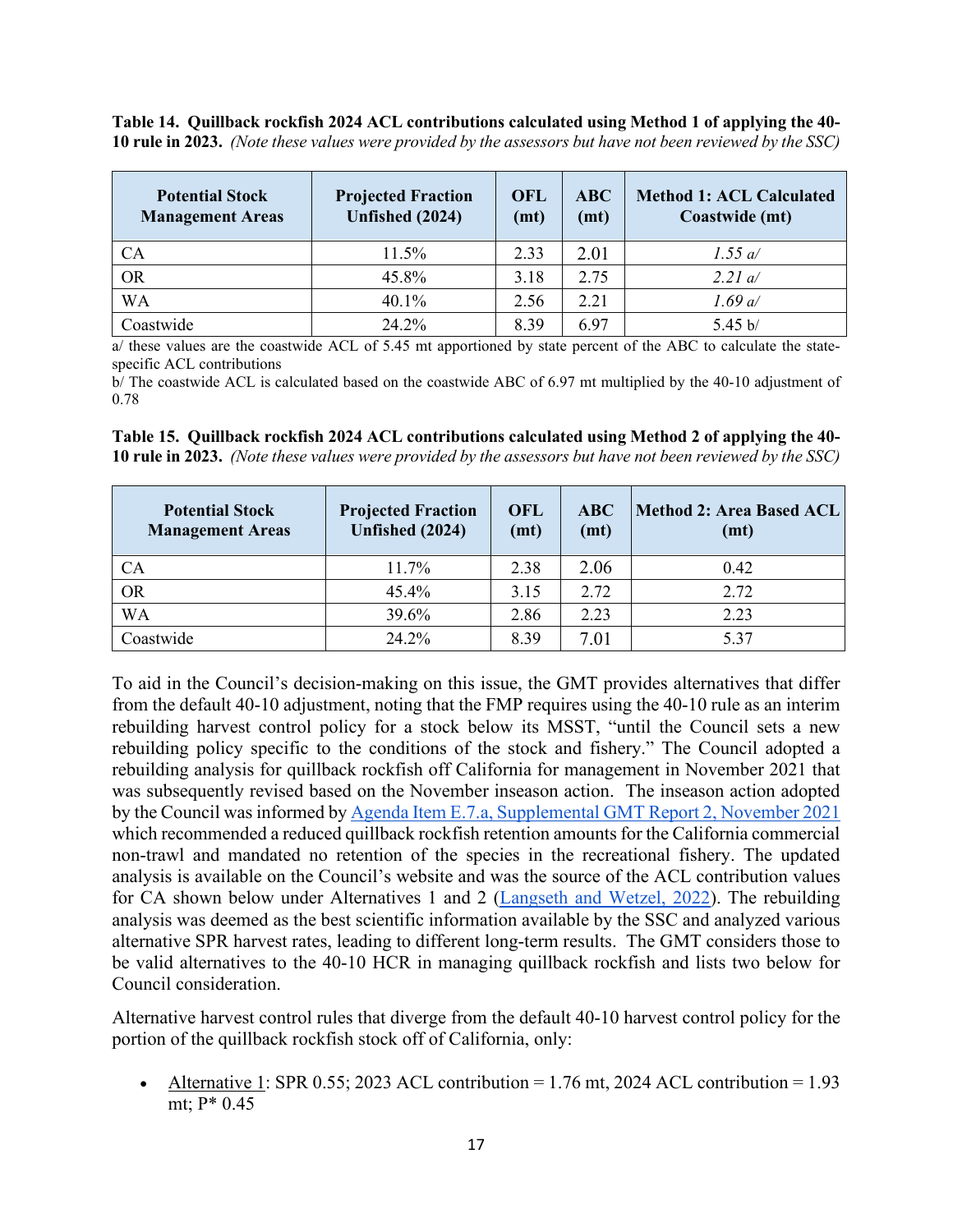**Table 14. Quillback rockfish 2024 ACL contributions calculated using Method 1 of applying the 40-10 rule in 2023.** *(Note these values were provided by the assessors but have not been reviewed by the SSC)*

| Potential Stock Management Areas | Projected Fraction Unfished (2024) | OFL (mt) | ABC (mt) | Method 1: ACL Calculated Coastwide (mt) |
|---|---|---|---|---|
| CA | 11.5% | 2.33 | 2.01 | *1.55 a/* |
| OR | 45.8% | 3.18 | 2.75 | *2.21 a/* |
| WA | 40.1% | 2.56 | 2.21 | *1.69 a/* |
| Coastwide | 24.2% | 8.39 | 6.97 | 5.45 b/ |

a/ these values are the coastwide ACL of 5.45 mt apportioned by state percent of the ABC to calculate the state-specific ACL contributions

b/ The coastwide ACL is calculated based on the coastwide ABC of 6.97 mt multiplied by the 40-10 adjustment of 0.78

**Table 15. Quillback rockfish 2024 ACL contributions calculated using Method 2 of applying the 40-10 rule in 2023.** *(Note these values were provided by the assessors but have not been reviewed by the SSC)*

| Potential Stock Management Areas | Projected Fraction Unfished (2024) | OFL (mt) | ABC (mt) | Method 2: Area Based ACL (mt) |
|---|---|---|---|---|
| CA | 11.7% | 2.38 | 2.06 | 0.42 |
| OR | 45.4% | 3.15 | 2.72 | 2.72 |
| WA | 39.6% | 2.86 | 2.23 | 2.23 |
| Coastwide | 24.2% | 8.39 | 7.01 | 5.37 |

To aid in the Council's decision-making on this issue, the GMT provides alternatives that differ from the default 40-10 adjustment, noting that the FMP requires using the 40-10 rule as an interim rebuilding harvest control policy for a stock below its MSST, "until the Council sets a new rebuilding policy specific to the conditions of the stock and fishery." The Council adopted a rebuilding analysis for quillback rockfish off California for management in November 2021 that was subsequently revised based on the November inseason action. The inseason action adopted by the Council was informed by [Agenda Item E.7.a, Supplemental GMT Report 2, November 2021](https://www.pcouncil.org) which recommended a reduced quillback rockfish retention amounts for the California commercial non-trawl and mandated no retention of the species in the recreational fishery. The updated analysis is available on the Council's website and was the source of the ACL contribution values for CA shown below under Alternatives 1 and 2 ([Langseth and Wetzel, 2022](https://www.pcouncil.org)). The rebuilding analysis was deemed as the best scientific information available by the SSC and analyzed various alternative SPR harvest rates, leading to different long-term results. The GMT considers those to be valid alternatives to the 40-10 HCR in managing quillback rockfish and lists two below for Council consideration.

Alternative harvest control rules that diverge from the default 40-10 harvest control policy for the portion of the quillback rockfish stock off of California, only:

- Alternative 1: SPR 0.55; 2023 ACL contribution = 1.76 mt, 2024 ACL contribution = 1.93 mt; P* 0.45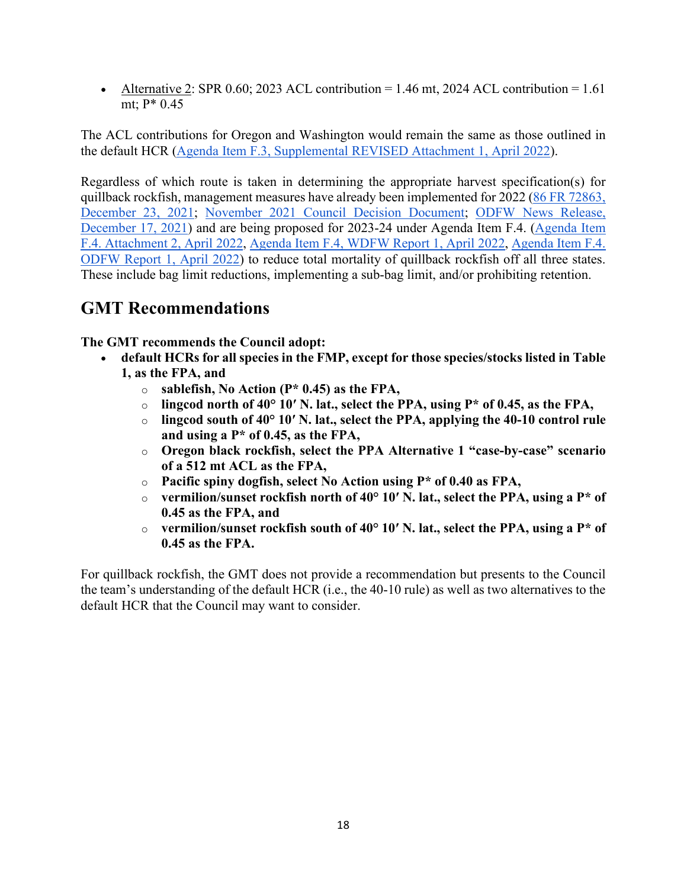- Alternative 2: SPR 0.60; 2023 ACL contribution = 1.46 mt, 2024 ACL contribution = 1.61 mt; P* 0.45

The ACL contributions for Oregon and Washington would remain the same as those outlined in the default HCR (Agenda Item F.3, Supplemental REVISED Attachment 1, April 2022).

Regardless of which route is taken in determining the appropriate harvest specification(s) for quillback rockfish, management measures have already been implemented for 2022 (86 FR 72863, December 23, 2021; November 2021 Council Decision Document; ODFW News Release, December 17, 2021) and are being proposed for 2023-24 under Agenda Item F.4. (Agenda Item F.4. Attachment 2, April 2022, Agenda Item F.4, WDFW Report 1, April 2022, Agenda Item F.4. ODFW Report 1, April 2022) to reduce total mortality of quillback rockfish off all three states. These include bag limit reductions, implementing a sub-bag limit, and/or prohibiting retention.

## GMT Recommendations

**The GMT recommends the Council adopt:**

- **default HCRs for all species in the FMP, except for those species/stocks listed in Table 1, as the FPA, and**
  - **sablefish, No Action (P* 0.45) as the FPA,**
  - **lingcod north of 40° 10′ N. lat., select the PPA, using P* of 0.45, as the FPA,**
  - **lingcod south of 40° 10′ N. lat., select the PPA, applying the 40-10 control rule and using a P* of 0.45, as the FPA,**
  - **Oregon black rockfish, select the PPA Alternative 1 "case-by-case" scenario of a 512 mt ACL as the FPA,**
  - **Pacific spiny dogfish, select No Action using P* of 0.40 as FPA,**
  - **vermilion/sunset rockfish north of 40° 10′ N. lat., select the PPA, using a P* of 0.45 as the FPA, and**
  - **vermilion/sunset rockfish south of 40° 10′ N. lat., select the PPA, using a P* of 0.45 as the FPA.**

For quillback rockfish, the GMT does not provide a recommendation but presents to the Council the team's understanding of the default HCR (i.e., the 40-10 rule) as well as two alternatives to the default HCR that the Council may want to consider.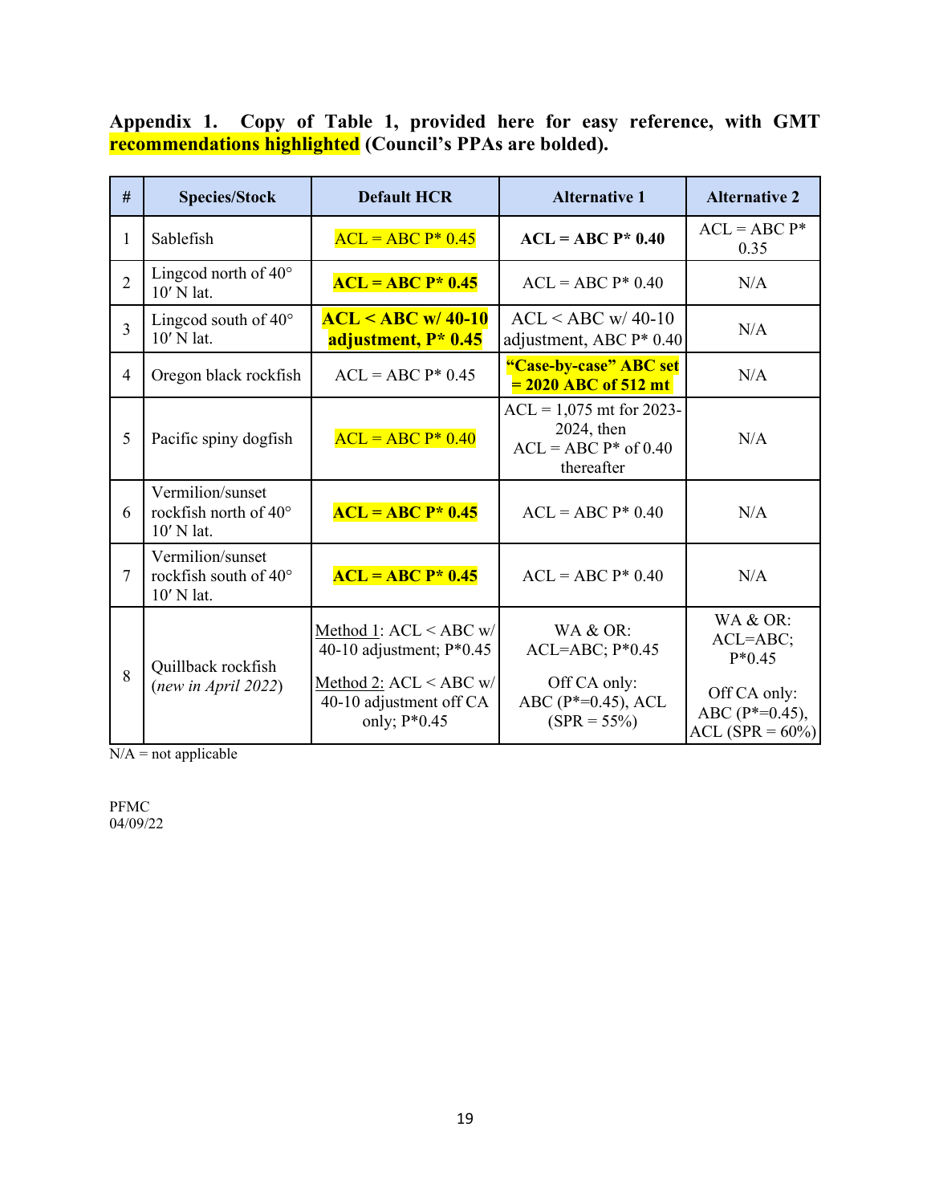**Appendix 1. Copy of Table 1, provided here for easy reference, with GMT recommendations highlighted (Council's PPAs are bolded).**

| # | Species/Stock | Default HCR | Alternative 1 | Alternative 2 |
|---|---|---|---|---|
| 1 | Sablefish | ACL = ABC P* 0.45 | **ACL = ABC P* 0.40** | ACL = ABC P* 0.35 |
| 2 | Lingcod north of 40° 10′ N lat. | **ACL = ABC P* 0.45** | ACL = ABC P* 0.40 | N/A |
| 3 | Lingcod south of 40° 10′ N lat. | **ACL < ABC w/ 40-10 adjustment, P* 0.45** | ACL < ABC w/ 40-10 adjustment, ABC P* 0.40 | N/A |
| 4 | Oregon black rockfish | ACL = ABC P* 0.45 | **"Case-by-case" ABC set = 2020 ABC of 512 mt** | N/A |
| 5 | Pacific spiny dogfish | ACL = ABC P* 0.40 | ACL = 1,075 mt for 2023-2024, then ACL = ABC P* of 0.40 thereafter | N/A |
| 6 | Vermilion/sunset rockfish north of 40° 10′ N lat. | **ACL = ABC P* 0.45** | ACL = ABC P* 0.40 | N/A |
| 7 | Vermilion/sunset rockfish south of 40° 10′ N lat. | **ACL = ABC P* 0.45** | ACL = ABC P* 0.40 | N/A |
| 8 | Quillback rockfish (*new in April 2022*) | Method 1: ACL < ABC w/ 40-10 adjustment; P*0.45<br><br>Method 2: ACL < ABC w/ 40-10 adjustment off CA only; P*0.45 | WA & OR: ACL=ABC; P*0.45<br><br>Off CA only: ABC (P*=0.45), ACL (SPR = 55%) | WA & OR: ACL=ABC; P*0.45<br><br>Off CA only: ABC (P*=0.45), ACL (SPR = 60%) |

N/A = not applicable

PFMC
04/09/22